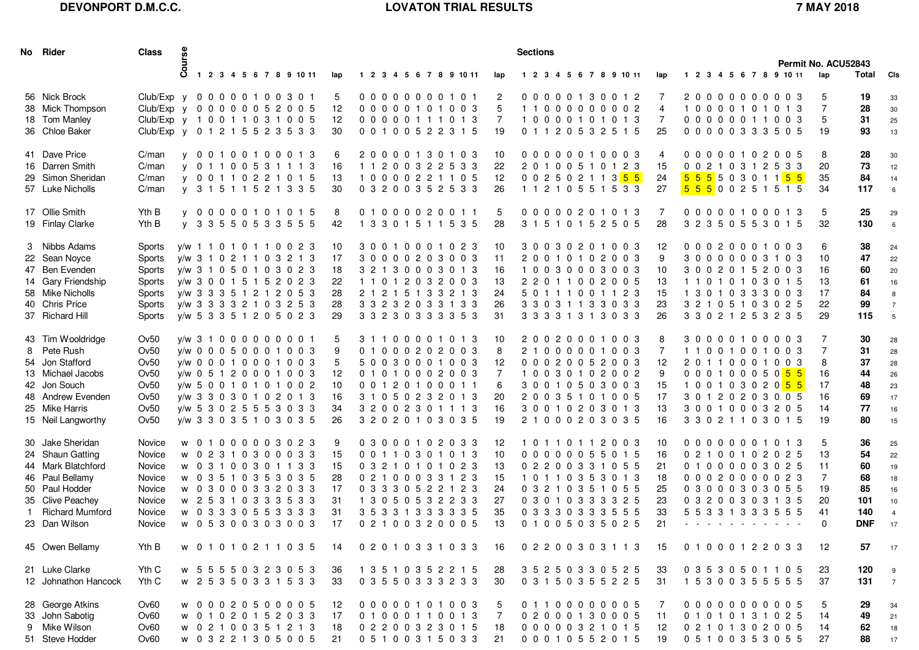**DEVONPORT D.M.C.C.** **LOVATON TRIAL RESULTS** **7 MAY 2018**

**Permit No. ACU52843**

| No | Rider | Class | Course | Sections 1 2 3 4 5 6 7 8 9 10 11 | lap | 1 2 3 4 5 6 7 8 9 10 11 | lap | 1 2 3 4 5 6 7 8 9 10 11 | lap | 1 2 3 4 5 6 7 8 9 10 11 | lap | Total | Cls |
|---|---|---|---|---|---|---|---|---|---|---|---|---|---|
| 56 | Nick Brock | Club/Exp | y | 0 0 0 0 0 1 0 0 3 0 1 | 5 | 0 0 0 0 0 0 0 0 1 0 1 | 2 | 0 0 0 0 0 1 3 0 0 1 2 | 7 | 2 0 0 0 0 0 0 0 0 0 3 | 5 | **19** | 33 |
| 38 | Mick Thompson | Club/Exp | y | 0 0 0 0 0 0 5 2 0 0 5 | 12 | 0 0 0 0 0 1 0 1 0 0 3 | 5 | 1 1 0 0 0 0 0 0 0 0 2 | 4 | 1 0 0 0 0 1 0 1 0 1 3 | 7 | **28** | 30 |
| 18 | Tom Manley | Club/Exp | y | 1 0 0 1 1 0 3 1 0 0 5 | 12 | 0 0 0 0 0 1 1 1 0 1 3 | 7 | 1 0 0 0 0 1 0 1 0 1 3 | 7 | 0 0 0 0 0 0 1 1 0 0 3 | 5 | **31** | 25 |
| 36 | Chloe Baker | Club/Exp | y | 0 1 2 1 5 5 2 3 5 3 3 | 30 | 0 0 1 0 0 5 2 2 3 1 5 | 19 | 0 1 1 2 0 5 3 2 5 1 5 | 25 | 0 0 0 0 0 3 3 3 5 0 5 | 19 | **93** | 13 |
| 41 | Dave Price | C/man | y | 0 0 1 0 0 1 0 0 0 1 3 | 6 | 2 0 0 0 0 1 3 0 1 0 3 | 10 | 0 0 0 0 0 0 1 0 0 0 3 | 4 | 0 0 0 0 0 1 0 2 0 0 5 | 8 | **28** | 30 |
| 16 | Darren Smith | C/man | y | 0 1 1 0 0 5 3 1 1 1 3 | 16 | 1 1 2 0 0 3 2 2 5 3 3 | 22 | 2 0 1 0 0 5 1 0 1 2 3 | 15 | 0 0 2 1 0 3 1 2 5 3 3 | 20 | **73** | 12 |
| 29 | Simon Sheridan | C/man | y | 0 0 1 1 0 2 2 1 0 1 5 | 13 | 1 0 0 0 0 2 2 1 1 0 5 | 12 | 0 0 2 5 0 2 1 1 3 5 5 | 24 | 5 5 5 5 0 3 0 1 1 5 5 | 35 | **84** | 14 |
| 57 | Luke Nicholls | C/man | y | 3 1 5 1 1 5 2 1 3 3 5 | 30 | 0 3 2 0 0 3 5 2 5 3 3 | 26 | 1 1 2 1 0 5 5 1 5 3 3 | 27 | 5 5 5 0 0 2 5 1 5 1 5 | 34 | **117** | 6 |
| 17 | Ollie Smith | Yth B | y | 0 0 0 0 0 1 0 1 0 1 5 | 8 | 0 1 0 0 0 0 2 0 0 1 1 | 5 | 0 0 0 0 0 2 0 1 0 1 3 | 7 | 0 0 0 0 0 1 0 0 0 1 3 | 5 | **25** | 29 |
| 19 | Finlay Clarke | Yth B | y | 3 3 5 5 0 5 3 3 5 5 5 | 42 | 1 3 3 0 1 5 1 1 5 3 5 | 28 | 3 1 5 1 0 1 5 2 5 0 5 | 28 | 3 2 3 5 0 5 5 3 0 1 5 | 32 | **130** | 6 |
| 3 | Nibbs Adams | Sports | y/w | 1 1 0 1 0 1 1 0 0 2 3 | 10 | 3 0 0 1 0 0 0 1 0 2 3 | 10 | 3 0 0 3 0 2 0 1 0 0 3 | 12 | 0 0 0 2 0 0 0 1 0 0 3 | 6 | **38** | 24 |
| 22 | Sean Noyce | Sports | y/w | 3 1 0 2 1 1 0 3 2 1 3 | 17 | 3 0 0 0 0 2 0 3 0 0 3 | 11 | 2 0 0 1 0 1 0 2 0 0 3 | 9 | 3 0 0 0 0 0 0 3 1 0 3 | 10 | **47** | 22 |
| 47 | Ben Evenden | Sports | y/w | 3 1 0 5 0 1 0 3 0 2 3 | 18 | 3 2 1 3 0 0 0 3 0 1 3 | 16 | 1 0 0 3 0 0 0 3 0 0 3 | 10 | 3 0 0 2 0 1 5 2 0 0 3 | 16 | **60** | 20 |
| 14 | Gary Friendship | Sports | y/w | 3 0 0 1 5 1 5 2 0 2 3 | 22 | 1 1 0 1 2 0 3 2 0 0 3 | 13 | 2 2 0 1 1 0 0 2 0 0 5 | 13 | 1 1 0 1 0 1 0 3 0 1 5 | 13 | **61** | 16 |
| 58 | Mike Nicholls | Sports | y/w | 3 3 3 5 1 2 1 2 0 5 3 | 28 | 2 1 2 1 5 1 3 3 2 1 3 | 24 | 5 0 1 1 1 0 0 1 1 2 3 | 15 | 1 3 0 1 0 3 3 3 0 0 3 | 17 | **84** | 8 |
| 40 | Chris Price | Sports | y/w | 3 3 3 3 2 1 0 3 2 5 3 | 28 | 3 3 2 3 2 0 3 3 1 3 3 | 26 | 3 3 0 3 1 1 3 3 0 3 3 | 23 | 3 2 1 0 5 1 0 3 0 2 5 | 22 | **99** | 7 |
| 37 | Richard Hill | Sports | y/w | 5 3 3 5 1 2 0 5 0 2 3 | 29 | 3 3 2 3 0 3 3 3 3 5 3 | 31 | 3 3 3 3 1 3 1 3 0 3 3 | 26 | 3 3 0 2 1 2 5 3 2 3 5 | 29 | **115** | 5 |
| 43 | Tim Wooldridge | Ov50 | y/w | 3 1 0 0 0 0 0 0 0 0 1 | 5 | 3 1 1 0 0 0 0 1 0 1 3 | 10 | 2 0 0 2 0 0 0 1 0 0 3 | 8 | 3 0 0 0 0 1 0 0 0 0 3 | 7 | **30** | 28 |
| 8 | Pete Rush | Ov50 | y/w | 0 0 0 5 0 0 0 1 0 0 3 | 9 | 0 1 0 0 0 2 0 2 0 0 3 | 8 | 2 1 0 0 0 0 0 1 0 0 3 | 7 | 1 1 0 0 1 0 0 1 0 0 3 | 7 | **31** | 28 |
| 54 | Jon Stafford | Ov50 | y/w | 0 0 0 1 0 0 0 1 0 0 3 | 5 | 5 0 0 3 0 0 0 1 0 0 3 | 12 | 0 0 0 2 0 0 5 2 0 0 3 | 12 | 2 0 1 1 0 0 0 1 0 0 3 | 8 | **37** | 28 |
| 13 | Michael Jacobs | Ov50 | y/w | 0 5 1 2 0 0 0 1 0 0 3 | 12 | 0 1 0 1 0 0 0 2 0 0 3 | 7 | 1 0 0 3 0 1 0 2 0 0 2 | 9 | 0 0 0 1 0 0 0 5 0 5 5 | 16 | **44** | 26 |
| 42 | Jon Souch | Ov50 | y/w | 5 0 0 1 0 1 0 1 0 0 2 | 10 | 0 0 1 2 0 1 0 0 0 1 1 | 6 | 3 0 0 1 0 5 0 3 0 0 3 | 15 | 1 0 0 1 0 3 0 2 0 5 5 | 17 | **48** | 23 |
| 48 | Andrew Evenden | Ov50 | y/w | 3 3 0 3 0 1 0 2 0 1 3 | 16 | 3 1 0 5 0 2 3 2 0 1 3 | 20 | 2 0 0 3 5 1 0 1 0 0 5 | 17 | 3 0 1 2 0 2 0 3 0 0 5 | 16 | **69** | 17 |
| 25 | Mike Harris | Ov50 | y/w | 5 3 0 2 5 5 5 3 0 3 3 | 34 | 3 2 0 0 2 3 0 1 1 1 3 | 16 | 3 0 0 1 0 2 0 3 0 1 3 | 13 | 3 0 0 1 0 0 0 3 2 0 5 | 14 | **77** | 16 |
| 15 | Neil Langworthy | Ov50 | y/w | 3 3 0 3 5 1 0 3 0 3 5 | 26 | 3 2 0 2 0 1 0 3 0 3 5 | 19 | 2 1 0 0 0 2 0 3 0 3 5 | 16 | 3 3 0 2 1 1 0 3 0 1 5 | 19 | **80** | 15 |
| 30 | Jake Sheridan | Novice | w | 0 1 0 0 0 0 0 3 0 2 3 | 9 | 0 3 0 0 0 1 0 2 0 3 3 | 12 | 1 0 1 1 0 1 1 2 0 0 3 | 10 | 0 0 0 0 0 0 0 1 0 1 3 | 5 | **36** | 25 |
| 24 | Shaun Gatting | Novice | w | 0 2 3 1 0 3 0 0 0 3 3 | 15 | 0 0 1 1 0 3 0 1 0 1 3 | 10 | 0 0 0 0 0 0 5 5 0 1 5 | 16 | 0 2 1 0 0 1 0 2 0 2 5 | 13 | **54** | 22 |
| 44 | Mark Blatchford | Novice | w | 0 3 1 0 0 3 0 1 1 3 3 | 15 | 0 3 2 1 0 1 0 1 0 2 3 | 13 | 0 2 2 0 0 3 3 1 0 5 5 | 21 | 0 1 0 0 0 0 0 3 0 2 5 | 11 | **60** | 19 |
| 46 | Paul Bellamy | Novice | w | 0 3 5 1 0 3 5 3 0 3 5 | 28 | 0 2 1 0 0 0 3 3 1 2 3 | 15 | 1 0 1 1 0 3 5 3 0 1 3 | 18 | 0 0 0 2 0 0 0 0 0 2 3 | 7 | **68** | 18 |
| 50 | Paul Hodder | Novice | w | 0 3 0 0 0 3 3 2 0 3 3 | 17 | 0 3 3 3 0 5 2 2 1 2 3 | 24 | 0 3 2 1 0 3 5 1 0 5 5 | 25 | 0 3 0 0 0 3 0 3 0 5 5 | 19 | **85** | 16 |
| 35 | Clive Peachey | Novice | w | 2 5 3 1 0 3 3 3 5 3 3 | 31 | 1 3 0 5 0 5 3 2 2 3 3 | 27 | 0 3 0 1 0 3 3 3 3 2 5 | 23 | 0 3 2 0 0 3 0 3 1 3 5 | 20 | **101** | 10 |
| 1 | Richard Mumford | Novice | w | 0 3 3 3 0 5 5 3 3 3 3 | 31 | 3 5 3 3 1 3 3 3 3 3 5 | 35 | 0 3 3 3 0 3 3 3 5 5 5 | 33 | 5 5 3 3 1 3 3 3 5 5 5 | 41 | **140** | 4 |
| 23 | Dan Wilson | Novice | w | 0 5 3 0 0 3 0 3 0 0 3 | 17 | 0 2 1 0 0 3 2 0 0 0 5 | 13 | 0 1 0 0 5 0 3 5 0 2 5 | 21 | - - - - - - - - - - - | 0 | **DNF** | 17 |
| 45 | Owen Bellamy | Yth B | w | 0 1 0 1 0 2 1 1 0 3 5 | 14 | 0 2 0 1 0 3 3 1 0 3 3 | 16 | 0 2 2 0 0 3 0 3 1 1 3 | 15 | 0 1 0 0 0 1 2 2 0 3 3 | 12 | **57** | 17 |
| 21 | Luke Clarke | Yth C | w | 5 5 5 5 0 3 2 3 0 5 3 | 36 | 1 3 5 1 0 3 5 2 2 1 5 | 28 | 3 5 2 5 0 3 3 0 5 2 5 | 33 | 0 3 5 3 0 5 0 1 1 0 5 | 23 | **120** | 9 |
| 12 | Johnathon Hancock | Yth C | w | 2 5 3 5 0 3 3 1 5 3 3 | 33 | 0 3 5 5 0 3 3 3 2 3 3 | 30 | 0 3 1 5 0 3 5 5 2 2 5 | 31 | 1 5 3 0 0 3 5 5 5 5 5 | 37 | **131** | 7 |
| 28 | George Atkins | Ov60 | w | 0 0 0 2 0 5 0 0 0 0 5 | 12 | 0 0 0 0 0 1 0 1 0 0 3 | 5 | 0 1 1 0 0 0 0 0 0 0 5 | 7 | 0 0 0 0 0 0 0 0 0 0 5 | 5 | **29** | 34 |
| 33 | John Sabotig | Ov60 | w | 0 1 0 2 0 1 5 2 0 3 3 | 17 | 0 1 0 0 0 1 1 0 0 1 3 | 7 | 0 2 0 0 0 1 3 0 0 0 5 | 11 | 0 1 0 1 0 1 3 1 0 2 5 | 14 | **49** | 21 |
| 9 | Mike Wilson | Ov60 | w | 0 2 1 0 0 3 5 1 2 1 3 | 18 | 0 2 2 0 0 3 2 3 0 1 5 | 18 | 0 0 0 0 0 3 2 1 0 1 5 | 12 | 0 2 1 0 1 3 0 2 0 0 5 | 14 | **62** | 18 |
| 51 | Steve Hodder | Ov60 | w | 0 3 2 2 1 3 0 5 0 0 5 | 21 | 0 5 1 0 0 3 1 5 0 3 3 | 21 | 0 0 0 1 0 5 5 2 0 1 5 | 19 | 0 5 1 0 0 3 5 3 0 5 5 | 27 | **88** | 17 |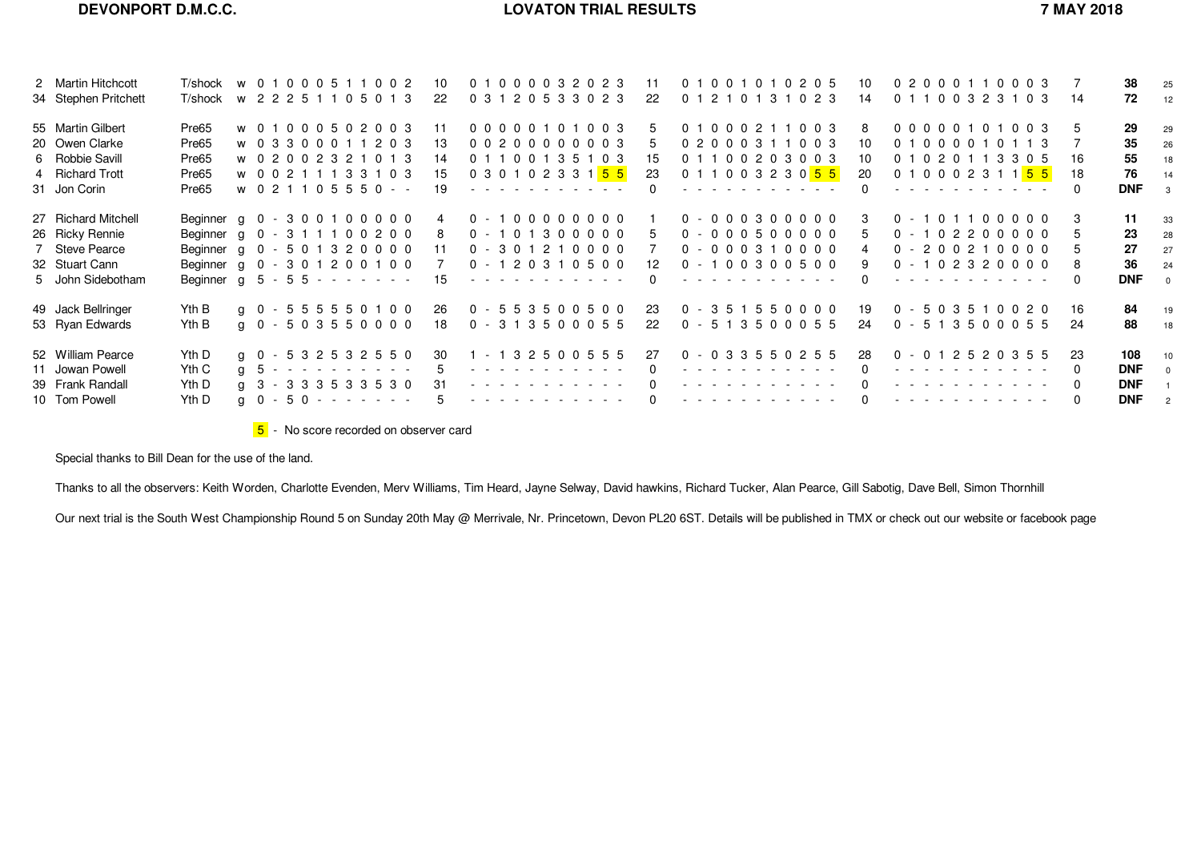**DEVONPORT D.M.C.C.** **LOVATON TRIAL RESULTS** **7 MAY 2018**

| | | | | | | | | | | | | | |
|---|---|---|---|---|---|---|---|---|---|---|---|---|---|
| 2 | Martin Hitchcott | T/shock | w | 0 1 0 0 0 5 1 1 0 0 2 | 10 | 0 1 0 0 0 0 3 2 0 2 3 | 11 | 0 1 0 0 1 0 1 0 2 0 5 | 10 | 0 2 0 0 0 1 1 0 0 0 3 | 7 | **38** | 25 |
| 34 | Stephen Pritchett | T/shock | w | 2 2 2 5 1 1 0 5 0 1 3 | 22 | 0 3 1 2 0 5 3 3 0 2 3 | 22 | 0 1 2 1 0 1 3 1 0 2 3 | 14 | 0 1 1 0 0 3 2 3 1 0 3 | 14 | **72** | 12 |
| 55 | Martin Gilbert | Pre65 | w | 0 1 0 0 0 5 0 2 0 0 3 | 11 | 0 0 0 0 0 1 0 1 0 0 3 | 5 | 0 1 0 0 0 2 1 1 0 0 3 | 8 | 0 0 0 0 0 1 0 1 0 0 3 | 5 | **29** | 29 |
| 20 | Owen Clarke | Pre65 | w | 0 3 3 0 0 0 1 1 2 0 3 | 13 | 0 0 2 0 0 0 0 0 0 0 3 | 5 | 0 2 0 0 0 3 1 1 0 0 3 | 10 | 0 1 0 0 0 0 1 0 1 1 3 | 7 | **35** | 26 |
| 6 | Robbie Savill | Pre65 | w | 0 2 0 0 2 3 2 1 0 1 3 | 14 | 0 1 1 0 0 1 3 5 1 0 3 | 15 | 0 1 1 0 0 2 0 3 0 0 3 | 10 | 0 1 0 2 0 1 1 3 3 0 5 | 16 | **55** | 18 |
| 4 | Richard Trott | Pre65 | w | 0 0 2 1 1 1 3 3 1 0 3 | 15 | 0 3 0 1 0 2 3 3 1 5 5 | 23 | 0 1 1 0 0 3 2 3 0 5 5 | 20 | 0 1 0 0 0 2 3 1 1 5 5 | 18 | **76** | 14 |
| 31 | Jon Corin | Pre65 | w | 0 2 1 1 0 5 5 5 0 - - | 19 | - - - - - - - - - - - | 0 | - - - - - - - - - - - | 0 | - - - - - - - - - - - | 0 | **DNF** | 3 |
| 27 | Richard Mitchell | Beginner | g | 0 - 3 0 0 1 0 0 0 0 0 | 4 | 0 - 1 0 0 0 0 0 0 0 0 | 1 | 0 - 0 0 0 3 0 0 0 0 0 | 3 | 0 - 1 0 1 1 0 0 0 0 0 | 3 | **11** | 33 |
| 26 | Ricky Rennie | Beginner | g | 0 - 3 1 1 1 0 0 2 0 0 | 8 | 0 - 1 0 1 3 0 0 0 0 0 | 5 | 0 - 0 0 0 5 0 0 0 0 0 | 5 | 0 - 1 0 2 2 0 0 0 0 0 | 5 | **23** | 28 |
| 7 | Steve Pearce | Beginner | g | 0 - 5 0 1 3 2 0 0 0 0 | 11 | 0 - 3 0 1 2 1 0 0 0 0 | 7 | 0 - 0 0 0 3 1 0 0 0 0 | 4 | 0 - 2 0 0 2 1 0 0 0 0 | 5 | **27** | 27 |
| 32 | Stuart Cann | Beginner | g | 0 - 3 0 1 2 0 0 1 0 0 | 7 | 0 - 1 2 0 3 1 0 5 0 0 | 12 | 0 - 1 0 0 3 0 0 5 0 0 | 9 | 0 - 1 0 2 3 2 0 0 0 0 | 8 | **36** | 24 |
| 5 | John Sidebotham | Beginner | g | 5 - 5 5 - - - - - - - | 15 | - - - - - - - - - - - | 0 | - - - - - - - - - - - | 0 | - - - - - - - - - - - | 0 | **DNF** | 0 |
| 49 | Jack Bellringer | Yth B | g | 0 - 5 5 5 5 5 0 1 0 0 | 26 | 0 - 5 5 3 5 0 0 5 0 0 | 23 | 0 - 3 5 1 5 5 0 0 0 0 | 19 | 0 - 5 0 3 5 1 0 0 2 0 | 16 | **84** | 19 |
| 53 | Ryan Edwards | Yth B | g | 0 - 5 0 3 5 5 0 0 0 0 | 18 | 0 - 3 1 3 5 0 0 0 5 5 | 22 | 0 - 5 1 3 5 0 0 0 5 5 | 24 | 0 - 5 1 3 5 0 0 0 5 5 | 24 | **88** | 18 |
| 52 | William Pearce | Yth D | g | 0 - 5 3 2 5 3 2 5 5 0 | 30 | 1 - 1 3 2 5 0 0 5 5 5 | 27 | 0 - 0 3 3 5 5 0 2 5 5 | 28 | 0 - 0 1 2 5 2 0 3 5 5 | 23 | **108** | 10 |
| 11 | Jowan Powell | Yth C | g | 5 - - - - - - - - - - | 5 | - - - - - - - - - - - | 0 | - - - - - - - - - - - | 0 | - - - - - - - - - - - | 0 | **DNF** | 0 |
| 39 | Frank Randall | Yth D | g | 3 - 3 3 3 5 3 3 5 3 0 | 31 | - - - - - - - - - - - | 0 | - - - - - - - - - - - | 0 | - - - - - - - - - - - | 0 | **DNF** | 1 |
| 10 | Tom Powell | Yth D | g | 0 - 5 0 - - - - - - - | 5 | - - - - - - - - - - - | 0 | - - - - - - - - - - - | 0 | - - - - - - - - - - - | 0 | **DNF** | 2 |

5 - No score recorded on observer card

Special thanks to Bill Dean for the use of the land.

Thanks to all the observers: Keith Worden, Charlotte Evenden, Merv Williams, Tim Heard, Jayne Selway, David hawkins, Richard Tucker, Alan Pearce, Gill Sabotig, Dave Bell, Simon Thornhill

Our next trial is the South West Championship Round 5 on Sunday 20th May @ Merrivale, Nr. Princetown, Devon PL20 6ST. Details will be published in TMX or check out our website or facebook page